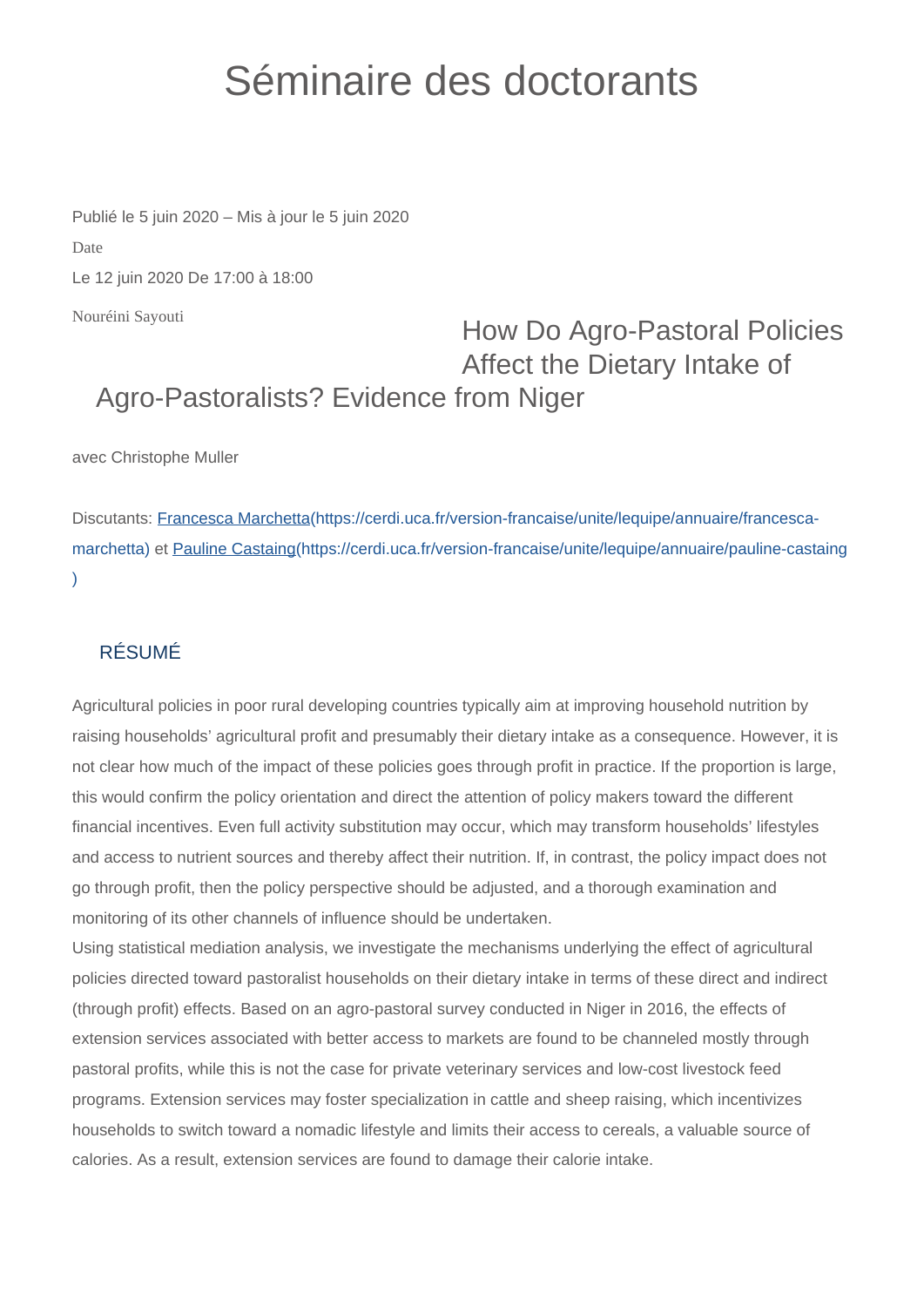# Séminaire des doctorants

Publié le 5 juin 2020 – Mis à jour le 5 juin 2020

Date

Le 12 juin 2020 De 17:00 à 18:00

Nouréini Sayouti

## How Do Agro-Pastoral Policies Affect the Dietary Intake of Agro-Pastoralists? Evidence from Niger

avec Christophe Muller

Discutants: [Francesca Marchetta](https://cerdi.uca.fr/version-francaise/unite/lequipe/annuaire/francesca-marchetta)(https://cerdi.uca.fr/version-francaise/unite/lequipe/annuaire/francesca-marchetta) et [Pauline Castaing](https://cerdi.uca.fr/version-francaise/unite/lequipe/annuaire/pauline-castaing)(https://cerdi.uca.fr/version-francaise/unite/lequipe/annuaire/pauline-castaing)

### RÉSUMÉ

Agricultural policies in poor rural developing countries typically aim at improving household nutrition by raising households' agricultural profit and presumably their dietary intake as a consequence. However, it is not clear how much of the impact of these policies goes through profit in practice. If the proportion is large, this would confirm the policy orientation and direct the attention of policy makers toward the different financial incentives. Even full activity substitution may occur, which may transform households' lifestyles and access to nutrient sources and thereby affect their nutrition. If, in contrast, the policy impact does not go through profit, then the policy perspective should be adjusted, and a thorough examination and monitoring of its other channels of influence should be undertaken.

Using statistical mediation analysis, we investigate the mechanisms underlying the effect of agricultural policies directed toward pastoralist households on their dietary intake in terms of these direct and indirect (through profit) effects. Based on an agro-pastoral survey conducted in Niger in 2016, the effects of extension services associated with better access to markets are found to be channeled mostly through pastoral profits, while this is not the case for private veterinary services and low-cost livestock feed programs. Extension services may foster specialization in cattle and sheep raising, which incentivizes households to switch toward a nomadic lifestyle and limits their access to cereals, a valuable source of calories. As a result, extension services are found to damage their calorie intake.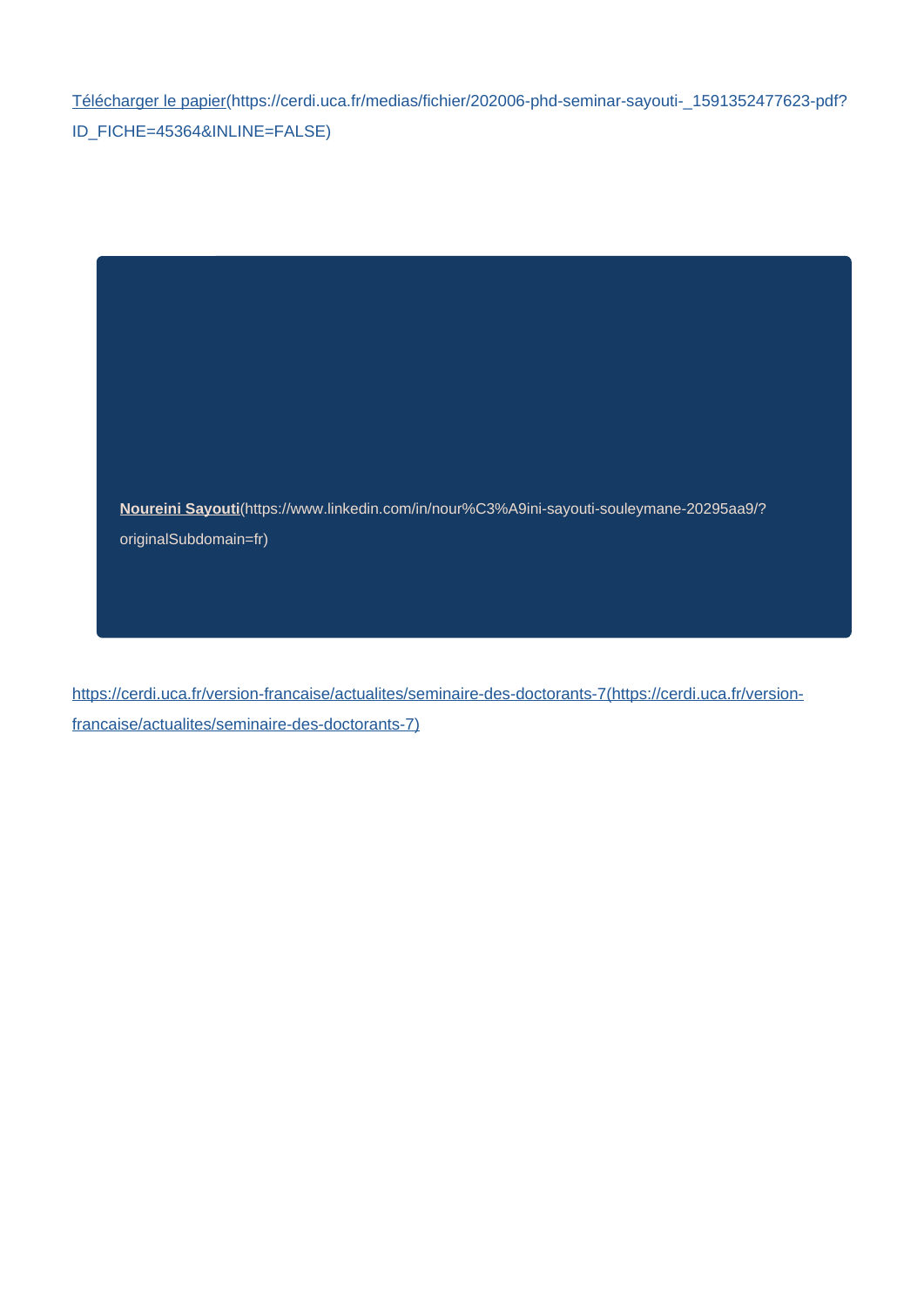Télécharger le papier(https://cerdi.uca.fr/medias/fichier/202006-phd-seminar-sayouti-_1591352477623-pdf?ID_FICHE=45364&INLINE=FALSE)

**Noureini Sayouti**(https://www.linkedin.com/in/nour%C3%A9ini-sayouti-souleymane-20295aa9/?originalSubdomain=fr)

https://cerdi.uca.fr/version-francaise/actualites/seminaire-des-doctorants-7(https://cerdi.uca.fr/version-francaise/actualites/seminaire-des-doctorants-7)